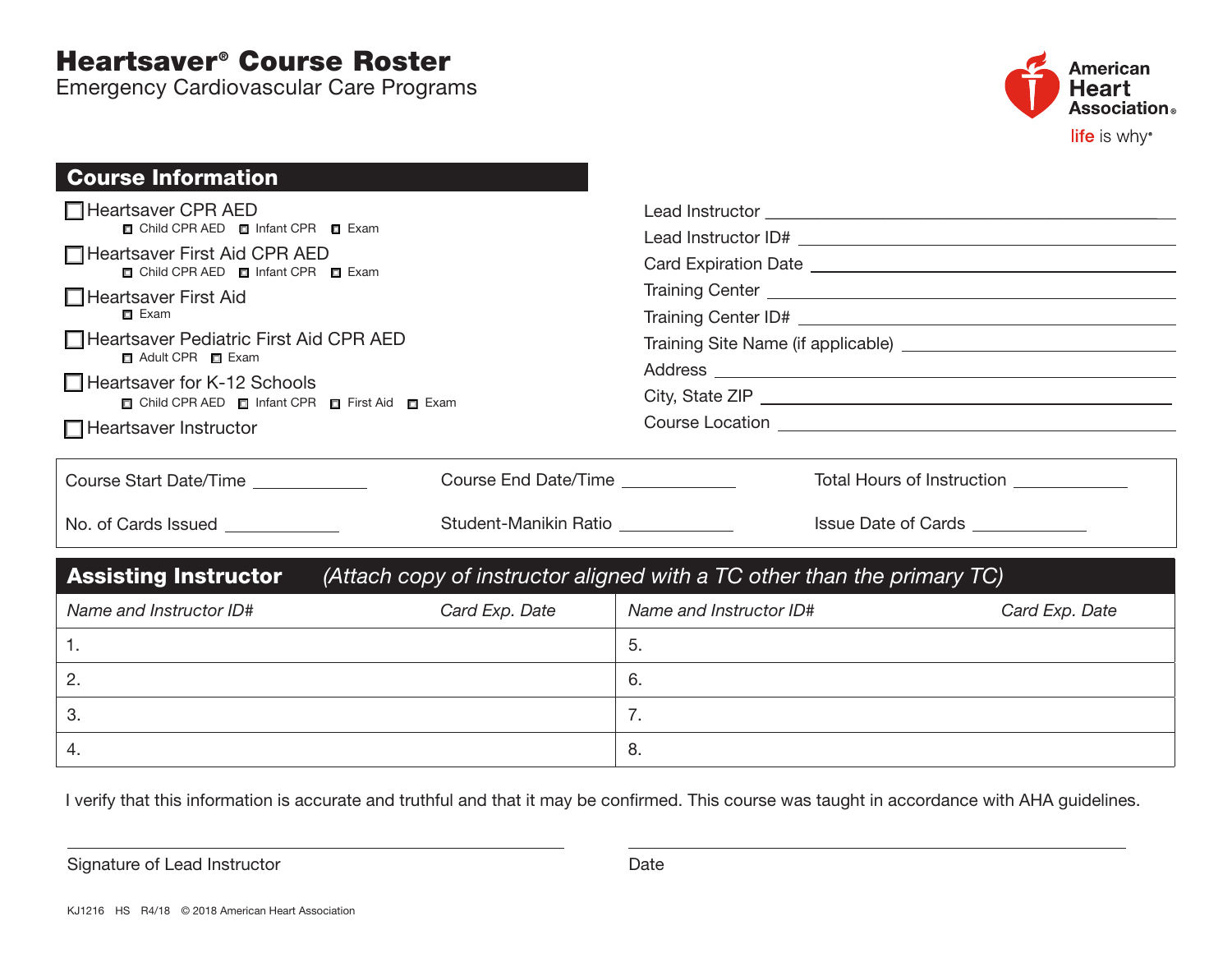# Heartsaver® Course Roster

Emergency Cardiovascular Care Programs

American Heart Association®
life is why®

## Course Information

- ☐ Heartsaver CPR AED
  - ☐ Child CPR AED ☐ Infant CPR ☐ Exam
- ☐ Heartsaver First Aid CPR AED
  - ☐ Child CPR AED ☐ Infant CPR ☐ Exam
- ☐ Heartsaver First Aid
  - ☐ Exam
- ☐ Heartsaver Pediatric First Aid CPR AED
  - ☐ Adult CPR ☐ Exam
- ☐ Heartsaver for K-12 Schools
  - ☐ Child CPR AED ☐ Infant CPR ☐ First Aid ☐ Exam
- ☐ Heartsaver Instructor

Lead Instructor ______________________

Lead Instructor ID# ______________________

Card Expiration Date ______________________

Training Center ______________________

Training Center ID# ______________________

Training Site Name (if applicable) ______________________

Address ______________________

City, State ZIP ______________________

Course Location ______________________

| | | |
|---|---|---|
| Course Start Date/Time ____________ | Course End Date/Time ____________ | Total Hours of Instruction ____________ |
| No. of Cards Issued ____________ | Student-Manikin Ratio ____________ | Issue Date of Cards ____________ |

## Assisting Instructor *(Attach copy of instructor aligned with a TC other than the primary TC)*

| *Name and Instructor ID#* | *Card Exp. Date* | *Name and Instructor ID#* | *Card Exp. Date* |
|---|---|---|---|
| 1. | | 5. | |
| 2. | | 6. | |
| 3. | | 7. | |
| 4. | | 8. | |

I verify that this information is accurate and truthful and that it may be confirmed. This course was taught in accordance with AHA guidelines.

______________________ Signature of Lead Instructor

______________________ Date

KJ1216 HS R4/18 © 2018 American Heart Association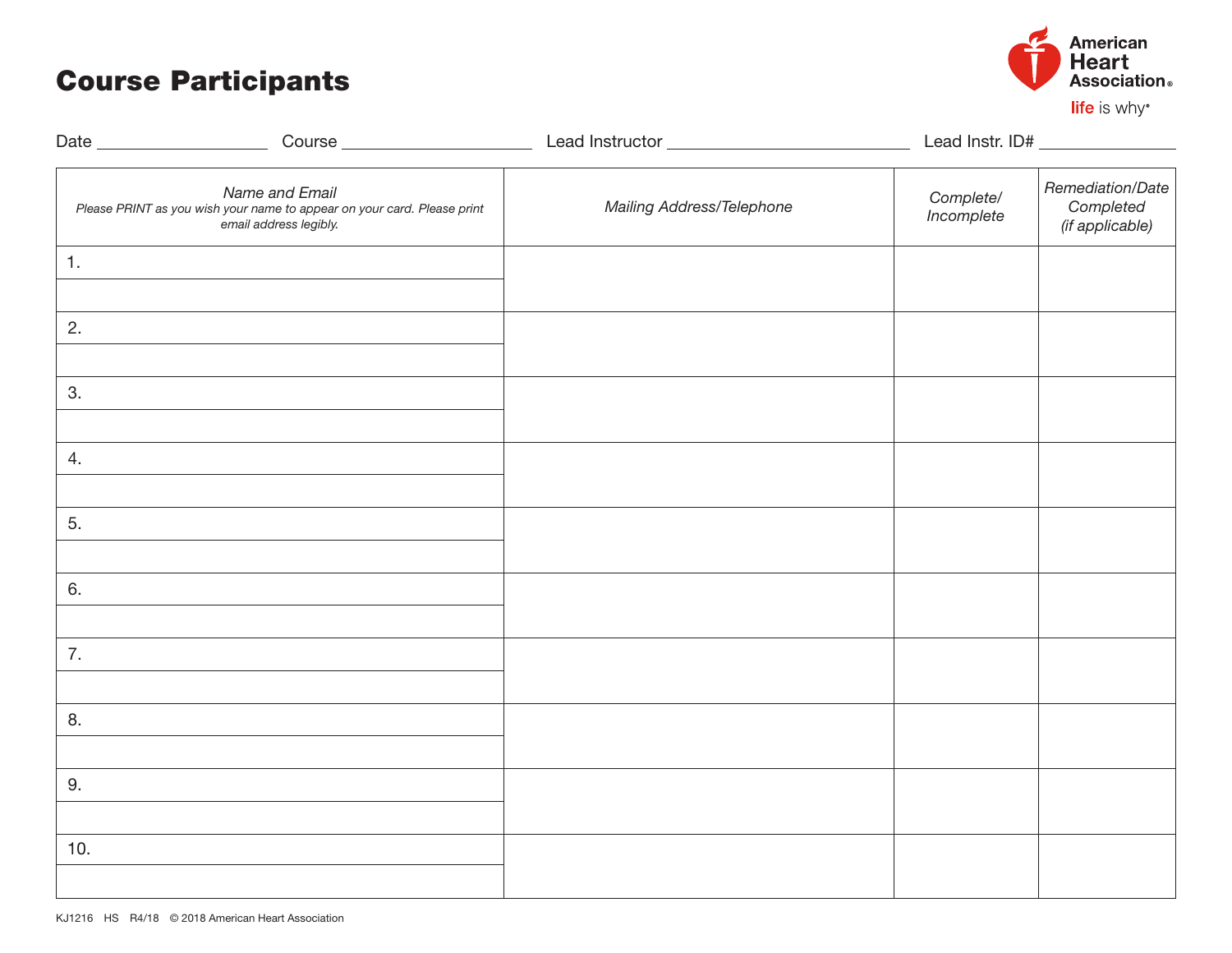# Course Participants

American Heart Association®
life is why®

Date ________________ Course ________________ Lead Instructor ________________ Lead Instr. ID# ________________

| *Name and Email* *Please PRINT as you wish your name to appear on your card. Please print email address legibly.* | *Mailing Address/Telephone* | *Complete/ Incomplete* | *Remediation/Date Completed (if applicable)* |
|---|---|---|---|
| 1. | | | |
| | | | |
| 2. | | | |
| | | | |
| 3. | | | |
| | | | |
| 4. | | | |
| | | | |
| 5. | | | |
| | | | |
| 6. | | | |
| | | | |
| 7. | | | |
| | | | |
| 8. | | | |
| | | | |
| 9. | | | |
| | | | |
| 10. | | | |
| | | | |

KJ1216 HS R4/18 © 2018 American Heart Association